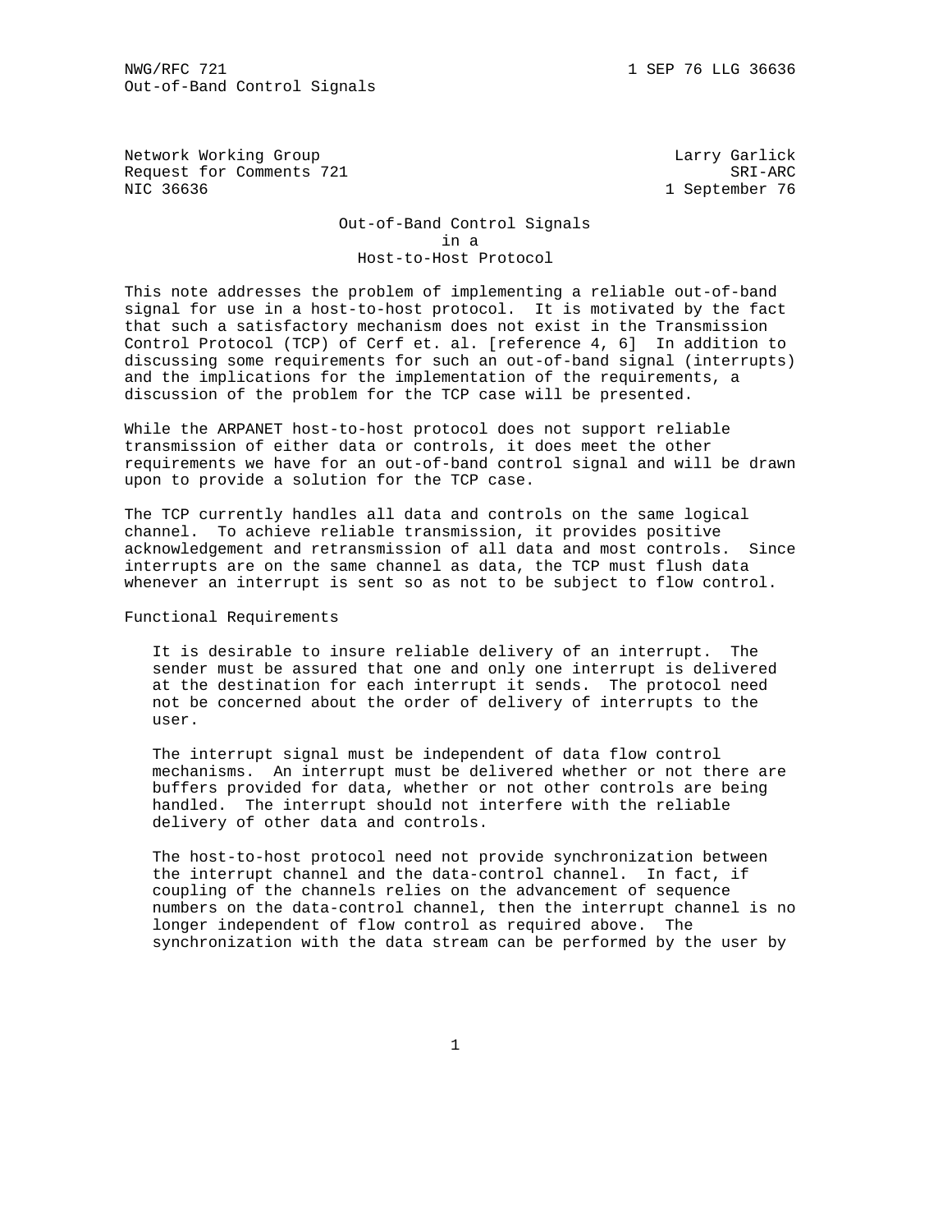Network Working Group — Larry Garlick
Request for Comments 721 — SRI-ARC
NIC 36636 — 1 September 76

# Out-of-Band Control Signals in a Host-to-Host Protocol

This note addresses the problem of implementing a reliable out-of-band signal for use in a host-to-host protocol. It is motivated by the fact that such a satisfactory mechanism does not exist in the Transmission Control Protocol (TCP) of Cerf et. al. [reference 4, 6] In addition to discussing some requirements for such an out-of-band signal (interrupts) and the implications for the implementation of the requirements, a discussion of the problem for the TCP case will be presented.

While the ARPANET host-to-host protocol does not support reliable transmission of either data or controls, it does meet the other requirements we have for an out-of-band control signal and will be drawn upon to provide a solution for the TCP case.

The TCP currently handles all data and controls on the same logical channel. To achieve reliable transmission, it provides positive acknowledgement and retransmission of all data and most controls. Since interrupts are on the same channel as data, the TCP must flush data whenever an interrupt is sent so as not to be subject to flow control.

## Functional Requirements

It is desirable to insure reliable delivery of an interrupt. The sender must be assured that one and only one interrupt is delivered at the destination for each interrupt it sends. The protocol need not be concerned about the order of delivery of interrupts to the user.

The interrupt signal must be independent of data flow control mechanisms. An interrupt must be delivered whether or not there are buffers provided for data, whether or not other controls are being handled. The interrupt should not interfere with the reliable delivery of other data and controls.

The host-to-host protocol need not provide synchronization between the interrupt channel and the data-control channel. In fact, if coupling of the channels relies on the advancement of sequence numbers on the data-control channel, then the interrupt channel is no longer independent of flow control as required above. The synchronization with the data stream can be performed by the user by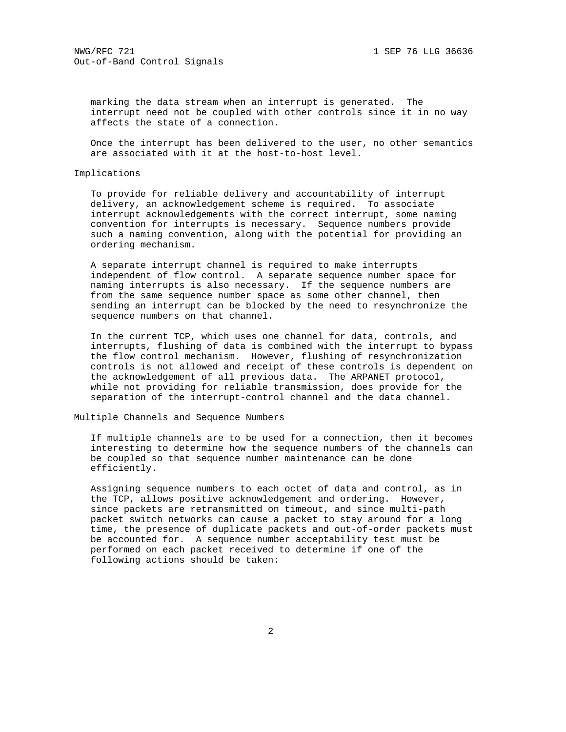marking the data stream when an interrupt is generated. The interrupt need not be coupled with other controls since it in no way affects the state of a connection.

Once the interrupt has been delivered to the user, no other semantics are associated with it at the host-to-host level.

## Implications

To provide for reliable delivery and accountability of interrupt delivery, an acknowledgement scheme is required. To associate interrupt acknowledgements with the correct interrupt, some naming convention for interrupts is necessary. Sequence numbers provide such a naming convention, along with the potential for providing an ordering mechanism.

A separate interrupt channel is required to make interrupts independent of flow control. A separate sequence number space for naming interrupts is also necessary. If the sequence numbers are from the same sequence number space as some other channel, then sending an interrupt can be blocked by the need to resynchronize the sequence numbers on that channel.

In the current TCP, which uses one channel for data, controls, and interrupts, flushing of data is combined with the interrupt to bypass the flow control mechanism. However, flushing of resynchronization controls is not allowed and receipt of these controls is dependent on the acknowledgement of all previous data. The ARPANET protocol, while not providing for reliable transmission, does provide for the separation of the interrupt-control channel and the data channel.

## Multiple Channels and Sequence Numbers

If multiple channels are to be used for a connection, then it becomes interesting to determine how the sequence numbers of the channels can be coupled so that sequence number maintenance can be done efficiently.

Assigning sequence numbers to each octet of data and control, as in the TCP, allows positive acknowledgement and ordering. However, since packets are retransmitted on timeout, and since multi-path packet switch networks can cause a packet to stay around for a long time, the presence of duplicate packets and out-of-order packets must be accounted for. A sequence number acceptability test must be performed on each packet received to determine if one of the following actions should be taken: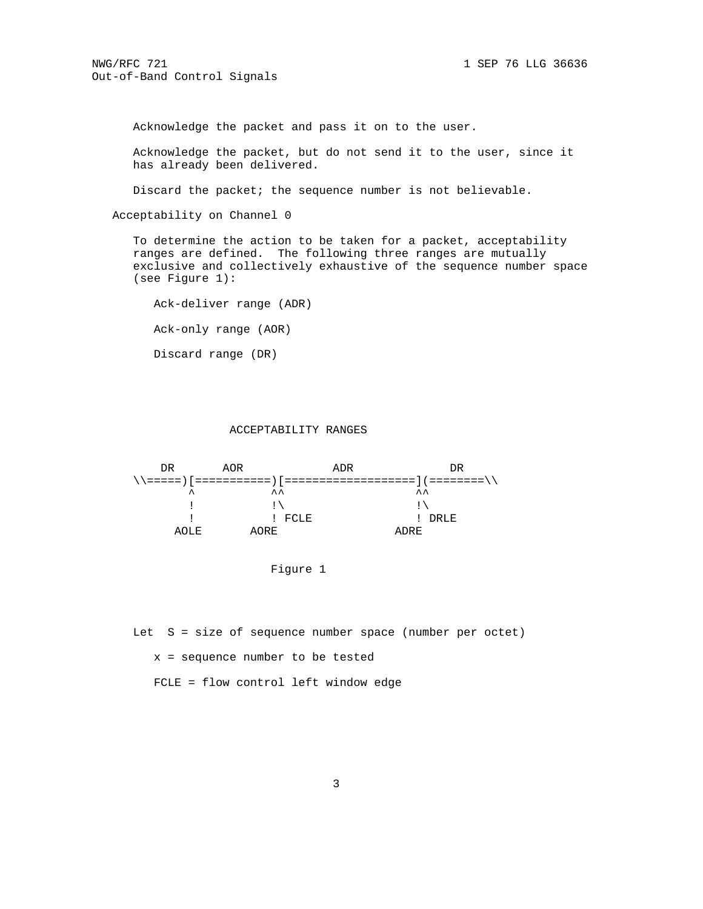Acknowledge the packet and pass it on to the user.

Acknowledge the packet, but do not send it to the user, since it has already been delivered.

Discard the packet; the sequence number is not believable.

## Acceptability on Channel 0

To determine the action to be taken for a packet, acceptability ranges are defined. The following three ranges are mutually exclusive and collectively exhaustive of the sequence number space (see Figure 1):

Ack-deliver range (ADR)

Ack-only range (AOR)

Discard range (DR)

```
                 ACCEPTABILITY RANGES

      DR       AOR            ADR              DR
   \\=====)[===========)[==================](========\\
          ^           ^^                   ^^
          !           !\                   !\
          !           ! FCLE               ! DRLE
        AOLE       AORE                 ADRE
```

Figure 1

Let S = size of sequence number space (number per octet)

x = sequence number to be tested

FCLE = flow control left window edge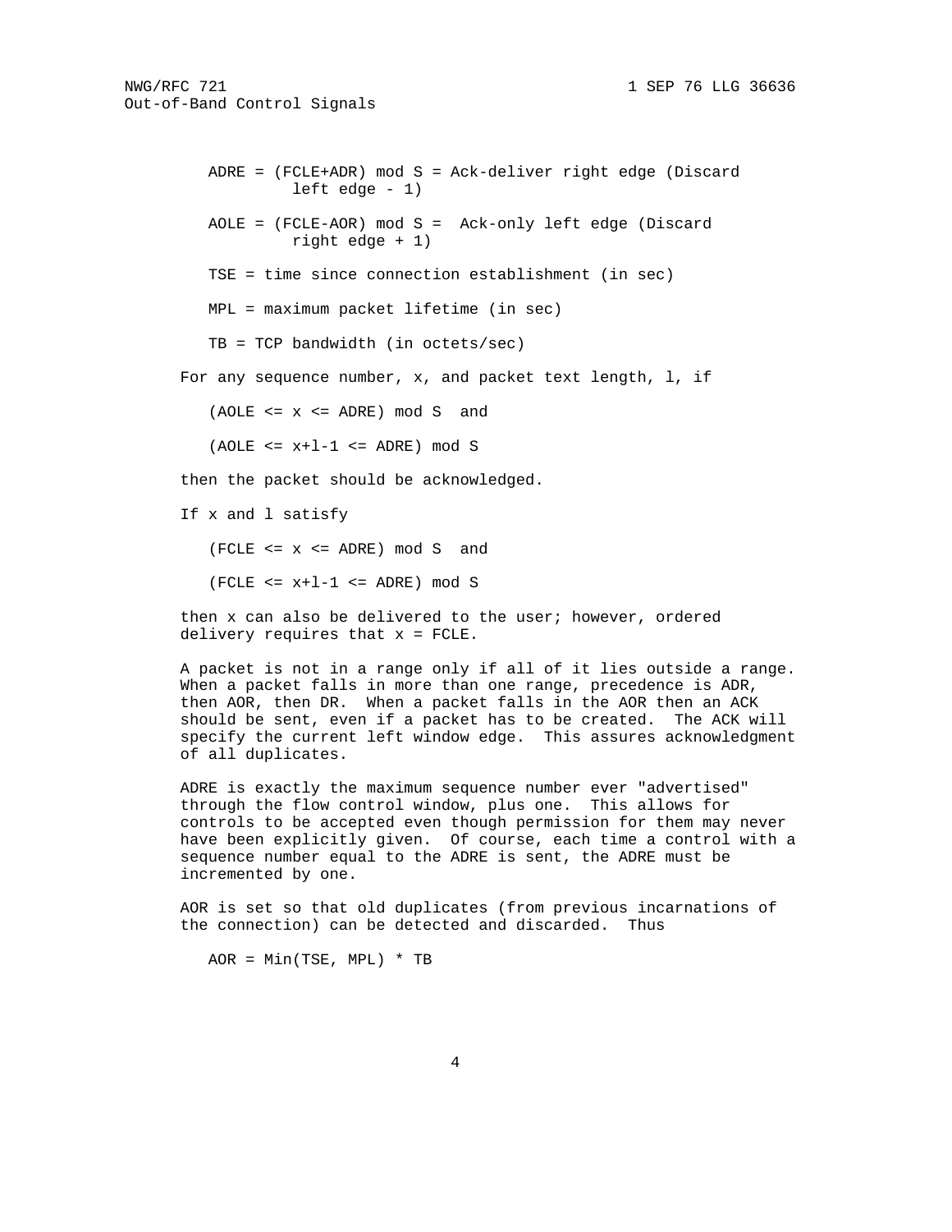ADRE = (FCLE+ADR) mod S = Ack-deliver right edge (Discard left edge - 1)

AOLE = (FCLE-AOR) mod S = Ack-only left edge (Discard right edge + 1)

TSE = time since connection establishment (in sec)

MPL = maximum packet lifetime (in sec)

TB = TCP bandwidth (in octets/sec)

For any sequence number, x, and packet text length, l, if

$$(AOLE \le x \le ADRE) \bmod S \quad \text{and}$$

$$(AOLE \le x+l-1 \le ADRE) \bmod S$$

then the packet should be acknowledged.

If x and l satisfy

$$(FCLE \le x \le ADRE) \bmod S \quad \text{and}$$

$$(FCLE \le x+l-1 \le ADRE) \bmod S$$

then x can also be delivered to the user; however, ordered delivery requires that x = FCLE.

A packet is not in a range only if all of it lies outside a range. When a packet falls in more than one range, precedence is ADR, then AOR, then DR. When a packet falls in the AOR then an ACK should be sent, even if a packet has to be created. The ACK will specify the current left window edge. This assures acknowledgment of all duplicates.

ADRE is exactly the maximum sequence number ever "advertised" through the flow control window, plus one. This allows for controls to be accepted even though permission for them may never have been explicitly given. Of course, each time a control with a sequence number equal to the ADRE is sent, the ADRE must be incremented by one.

AOR is set so that old duplicates (from previous incarnations of the connection) can be detected and discarded. Thus

$$AOR = Min(TSE, MPL) * TB$$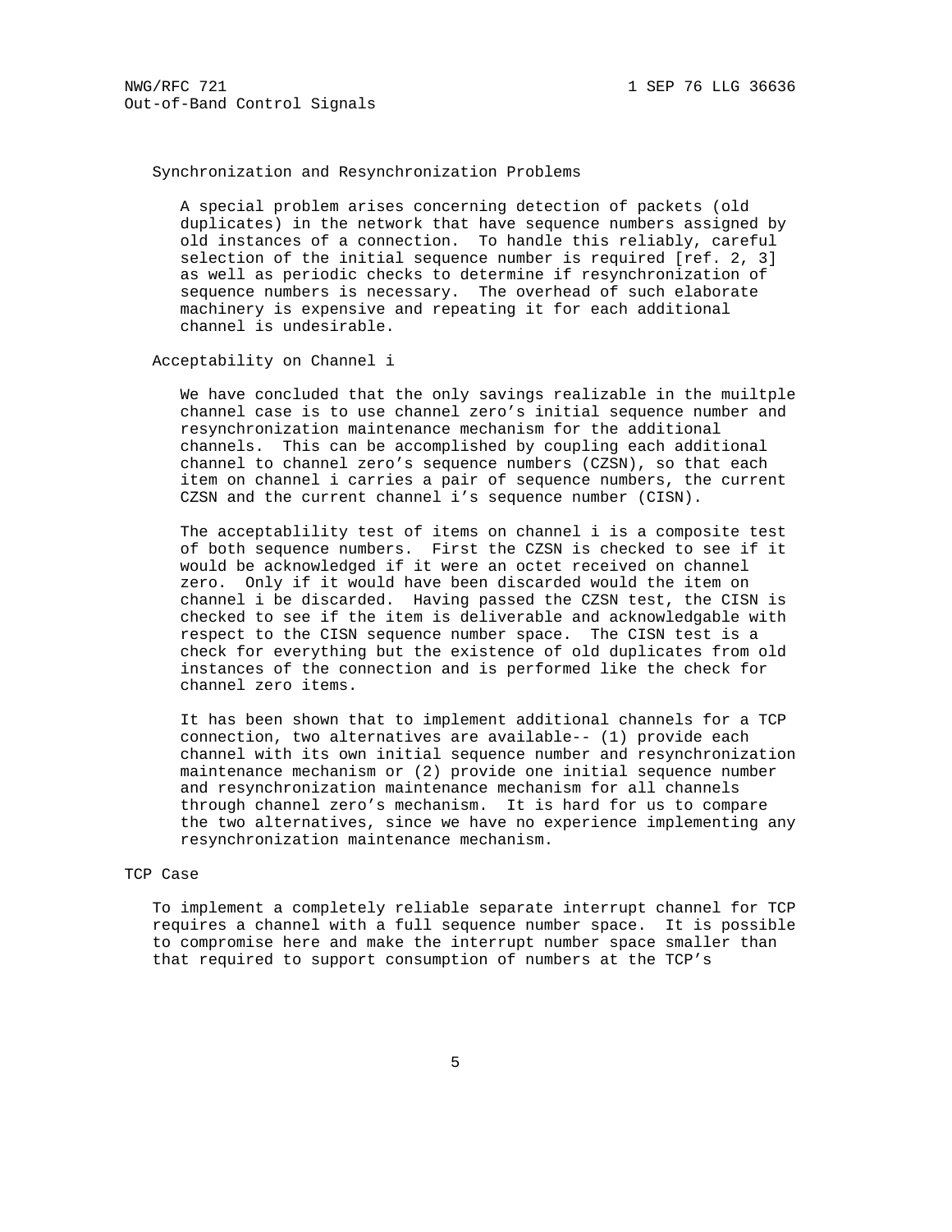### Synchronization and Resynchronization Problems

A special problem arises concerning detection of packets (old duplicates) in the network that have sequence numbers assigned by old instances of a connection. To handle this reliably, careful selection of the initial sequence number is required [ref. 2, 3] as well as periodic checks to determine if resynchronization of sequence numbers is necessary. The overhead of such elaborate machinery is expensive and repeating it for each additional channel is undesirable.

### Acceptability on Channel i

We have concluded that the only savings realizable in the muiltple channel case is to use channel zero's initial sequence number and resynchronization maintenance mechanism for the additional channels. This can be accomplished by coupling each additional channel to channel zero's sequence numbers (CZSN), so that each item on channel i carries a pair of sequence numbers, the current CZSN and the current channel i's sequence number (CISN).

The acceptablility test of items on channel i is a composite test of both sequence numbers. First the CZSN is checked to see if it would be acknowledged if it were an octet received on channel zero. Only if it would have been discarded would the item on channel i be discarded. Having passed the CZSN test, the CISN is checked to see if the item is deliverable and acknowledgable with respect to the CISN sequence number space. The CISN test is a check for everything but the existence of old duplicates from old instances of the connection and is performed like the check for channel zero items.

It has been shown that to implement additional channels for a TCP connection, two alternatives are available-- (1) provide each channel with its own initial sequence number and resynchronization maintenance mechanism or (2) provide one initial sequence number and resynchronization maintenance mechanism for all channels through channel zero's mechanism. It is hard for us to compare the two alternatives, since we have no experience implementing any resynchronization maintenance mechanism.

## TCP Case

To implement a completely reliable separate interrupt channel for TCP requires a channel with a full sequence number space. It is possible to compromise here and make the interrupt number space smaller than that required to support consumption of numbers at the TCP's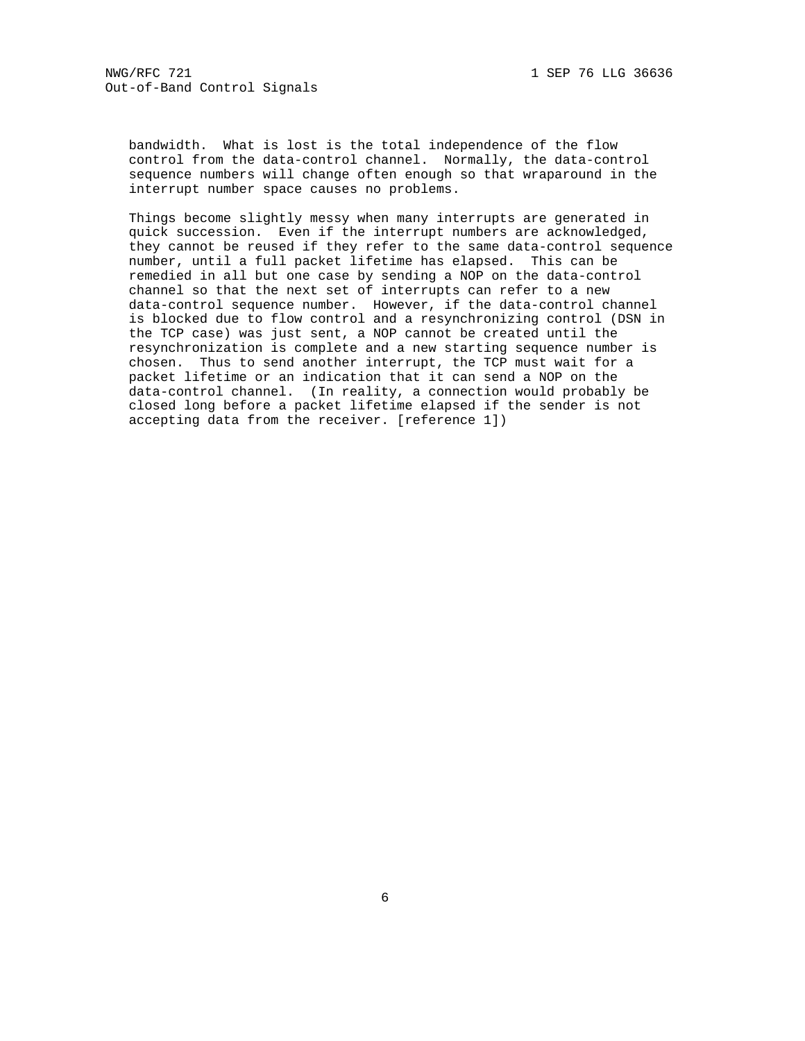bandwidth. What is lost is the total independence of the flow control from the data-control channel. Normally, the data-control sequence numbers will change often enough so that wraparound in the interrupt number space causes no problems.

Things become slightly messy when many interrupts are generated in quick succession. Even if the interrupt numbers are acknowledged, they cannot be reused if they refer to the same data-control sequence number, until a full packet lifetime has elapsed. This can be remedied in all but one case by sending a NOP on the data-control channel so that the next set of interrupts can refer to a new data-control sequence number. However, if the data-control channel is blocked due to flow control and a resynchronizing control (DSN in the TCP case) was just sent, a NOP cannot be created until the resynchronization is complete and a new starting sequence number is chosen. Thus to send another interrupt, the TCP must wait for a packet lifetime or an indication that it can send a NOP on the data-control channel. (In reality, a connection would probably be closed long before a packet lifetime elapsed if the sender is not accepting data from the receiver. [reference 1])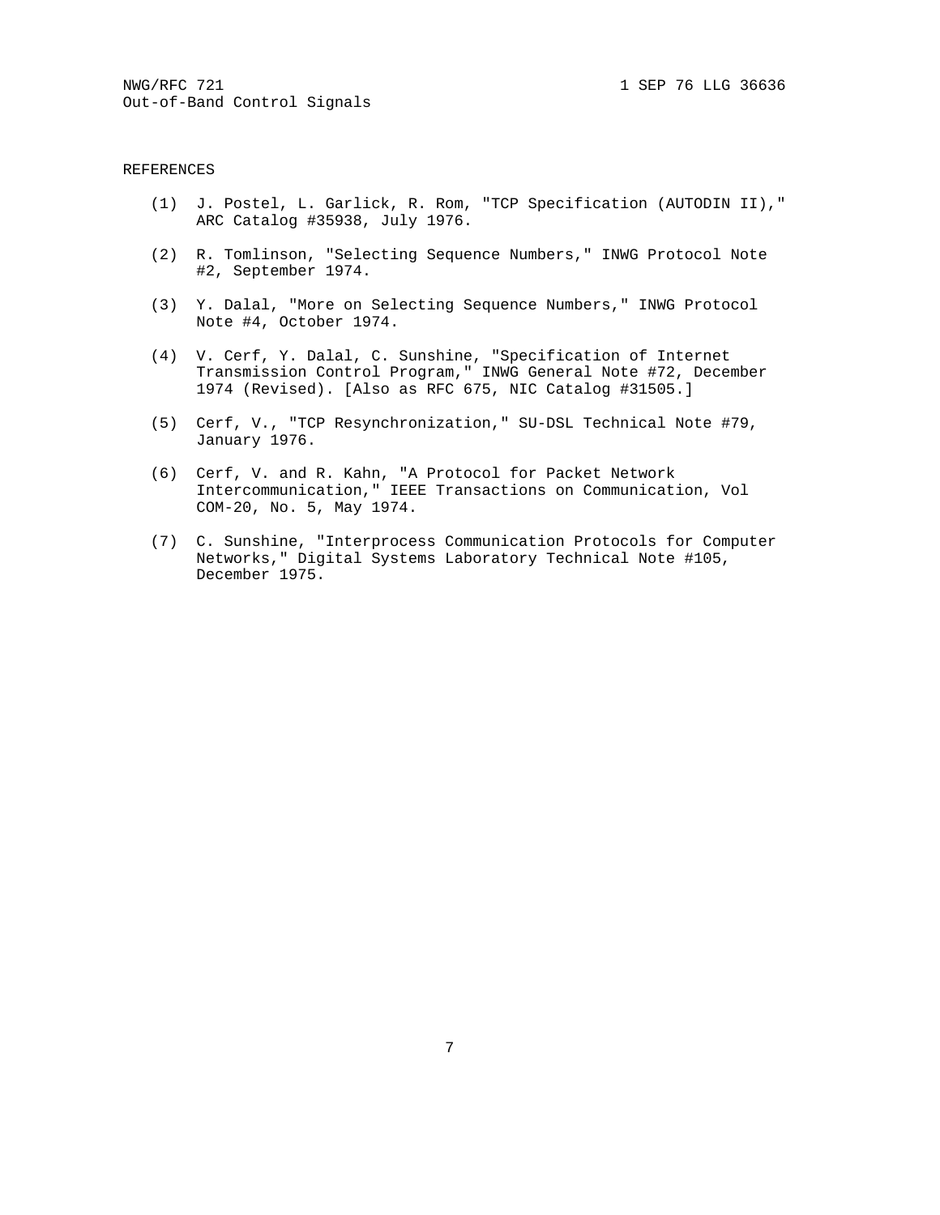## REFERENCES

(1) J. Postel, L. Garlick, R. Rom, "TCP Specification (AUTODIN II)," ARC Catalog #35938, July 1976.

(2) R. Tomlinson, "Selecting Sequence Numbers," INWG Protocol Note #2, September 1974.

(3) Y. Dalal, "More on Selecting Sequence Numbers," INWG Protocol Note #4, October 1974.

(4) V. Cerf, Y. Dalal, C. Sunshine, "Specification of Internet Transmission Control Program," INWG General Note #72, December 1974 (Revised). [Also as RFC 675, NIC Catalog #31505.]

(5) Cerf, V., "TCP Resynchronization," SU-DSL Technical Note #79, January 1976.

(6) Cerf, V. and R. Kahn, "A Protocol for Packet Network Intercommunication," IEEE Transactions on Communication, Vol COM-20, No. 5, May 1974.

(7) C. Sunshine, "Interprocess Communication Protocols for Computer Networks," Digital Systems Laboratory Technical Note #105, December 1975.